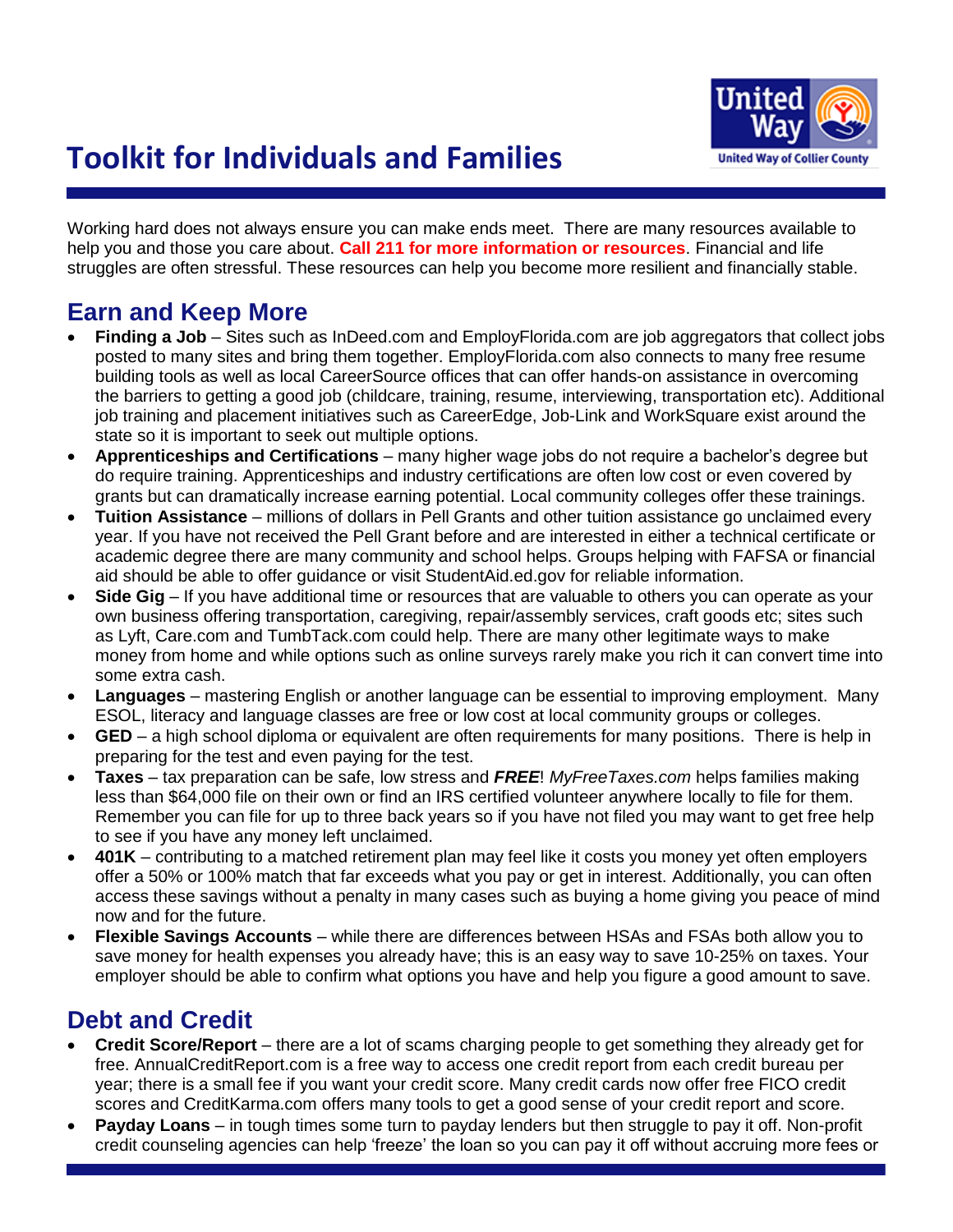# Toolkit for Individuals and Families

United Way of Collier County

Working hard does not always ensure you can make ends meet. There are many resources available to help you and those you care about. **Call 211 for more information or resources**. Financial and life struggles are often stressful. These resources can help you become more resilient and financially stable.

## Earn and Keep More

- **Finding a Job** – Sites such as InDeed.com and EmployFlorida.com are job aggregators that collect jobs posted to many sites and bring them together. EmployFlorida.com also connects to many free resume building tools as well as local CareerSource offices that can offer hands-on assistance in overcoming the barriers to getting a good job (childcare, training, resume, interviewing, transportation etc). Additional job training and placement initiatives such as CareerEdge, Job-Link and WorkSquare exist around the state so it is important to seek out multiple options.
- **Apprenticeships and Certifications** – many higher wage jobs do not require a bachelor's degree but do require training. Apprenticeships and industry certifications are often low cost or even covered by grants but can dramatically increase earning potential. Local community colleges offer these trainings.
- **Tuition Assistance** – millions of dollars in Pell Grants and other tuition assistance go unclaimed every year. If you have not received the Pell Grant before and are interested in either a technical certificate or academic degree there are many community and school helps. Groups helping with FAFSA or financial aid should be able to offer guidance or visit StudentAid.ed.gov for reliable information.
- **Side Gig** – If you have additional time or resources that are valuable to others you can operate as your own business offering transportation, caregiving, repair/assembly services, craft goods etc; sites such as Lyft, Care.com and TumbTack.com could help. There are many other legitimate ways to make money from home and while options such as online surveys rarely make you rich it can convert time into some extra cash.
- **Languages** – mastering English or another language can be essential to improving employment. Many ESOL, literacy and language classes are free or low cost at local community groups or colleges.
- **GED** – a high school diploma or equivalent are often requirements for many positions. There is help in preparing for the test and even paying for the test.
- **Taxes** – tax preparation can be safe, low stress and ***FREE***! *MyFreeTaxes.com* helps families making less than $64,000 file on their own or find an IRS certified volunteer anywhere locally to file for them. Remember you can file for up to three back years so if you have not filed you may want to get free help to see if you have any money left unclaimed.
- **401K** – contributing to a matched retirement plan may feel like it costs you money yet often employers offer a 50% or 100% match that far exceeds what you pay or get in interest. Additionally, you can often access these savings without a penalty in many cases such as buying a home giving you peace of mind now and for the future.
- **Flexible Savings Accounts** – while there are differences between HSAs and FSAs both allow you to save money for health expenses you already have; this is an easy way to save 10-25% on taxes. Your employer should be able to confirm what options you have and help you figure a good amount to save.

## Debt and Credit

- **Credit Score/Report** – there are a lot of scams charging people to get something they already get for free. AnnualCreditReport.com is a free way to access one credit report from each credit bureau per year; there is a small fee if you want your credit score. Many credit cards now offer free FICO credit scores and CreditKarma.com offers many tools to get a good sense of your credit report and score.
- **Payday Loans** – in tough times some turn to payday lenders but then struggle to pay it off. Non-profit credit counseling agencies can help 'freeze' the loan so you can pay it off without accruing more fees or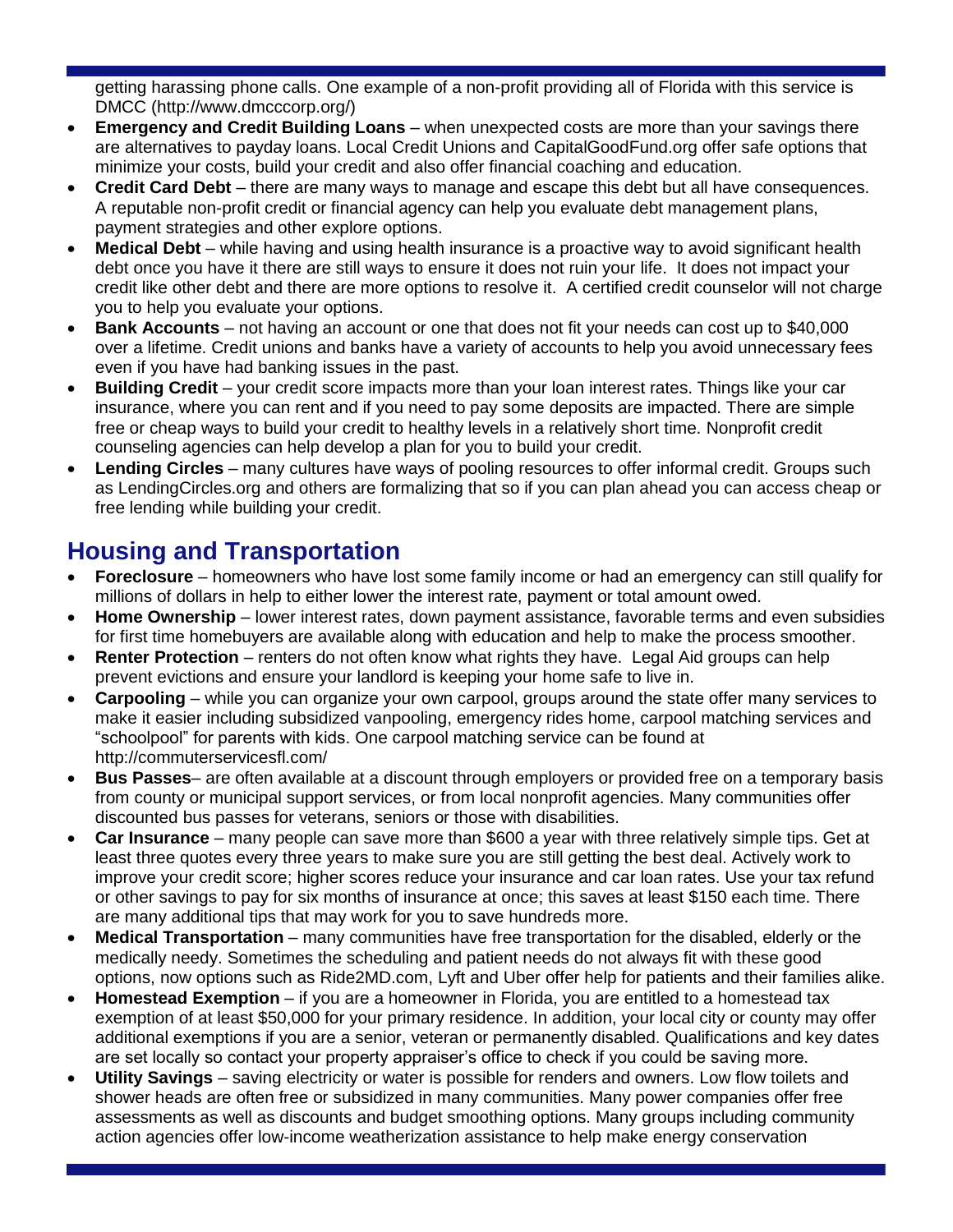getting harassing phone calls. One example of a non-profit providing all of Florida with this service is DMCC (http://www.dmcccorp.org/)

- **Emergency and Credit Building Loans** – when unexpected costs are more than your savings there are alternatives to payday loans. Local Credit Unions and CapitalGoodFund.org offer safe options that minimize your costs, build your credit and also offer financial coaching and education.
- **Credit Card Debt** – there are many ways to manage and escape this debt but all have consequences. A reputable non-profit credit or financial agency can help you evaluate debt management plans, payment strategies and other explore options.
- **Medical Debt** – while having and using health insurance is a proactive way to avoid significant health debt once you have it there are still ways to ensure it does not ruin your life. It does not impact your credit like other debt and there are more options to resolve it. A certified credit counselor will not charge you to help you evaluate your options.
- **Bank Accounts** – not having an account or one that does not fit your needs can cost up to $40,000 over a lifetime. Credit unions and banks have a variety of accounts to help you avoid unnecessary fees even if you have had banking issues in the past.
- **Building Credit** – your credit score impacts more than your loan interest rates. Things like your car insurance, where you can rent and if you need to pay some deposits are impacted. There are simple free or cheap ways to build your credit to healthy levels in a relatively short time. Nonprofit credit counseling agencies can help develop a plan for you to build your credit.
- **Lending Circles** – many cultures have ways of pooling resources to offer informal credit. Groups such as LendingCircles.org and others are formalizing that so if you can plan ahead you can access cheap or free lending while building your credit.

## Housing and Transportation

- **Foreclosure** – homeowners who have lost some family income or had an emergency can still qualify for millions of dollars in help to either lower the interest rate, payment or total amount owed.
- **Home Ownership** – lower interest rates, down payment assistance, favorable terms and even subsidies for first time homebuyers are available along with education and help to make the process smoother.
- **Renter Protection** – renters do not often know what rights they have. Legal Aid groups can help prevent evictions and ensure your landlord is keeping your home safe to live in.
- **Carpooling** – while you can organize your own carpool, groups around the state offer many services to make it easier including subsidized vanpooling, emergency rides home, carpool matching services and "schoolpool" for parents with kids. One carpool matching service can be found at http://commuterservicesfl.com/
- **Bus Passes**– are often available at a discount through employers or provided free on a temporary basis from county or municipal support services, or from local nonprofit agencies. Many communities offer discounted bus passes for veterans, seniors or those with disabilities.
- **Car Insurance** – many people can save more than $600 a year with three relatively simple tips. Get at least three quotes every three years to make sure you are still getting the best deal. Actively work to improve your credit score; higher scores reduce your insurance and car loan rates. Use your tax refund or other savings to pay for six months of insurance at once; this saves at least $150 each time. There are many additional tips that may work for you to save hundreds more.
- **Medical Transportation** – many communities have free transportation for the disabled, elderly or the medically needy. Sometimes the scheduling and patient needs do not always fit with these good options, now options such as Ride2MD.com, Lyft and Uber offer help for patients and their families alike.
- **Homestead Exemption** – if you are a homeowner in Florida, you are entitled to a homestead tax exemption of at least $50,000 for your primary residence. In addition, your local city or county may offer additional exemptions if you are a senior, veteran or permanently disabled. Qualifications and key dates are set locally so contact your property appraiser's office to check if you could be saving more.
- **Utility Savings** – saving electricity or water is possible for renders and owners. Low flow toilets and shower heads are often free or subsidized in many communities. Many power companies offer free assessments as well as discounts and budget smoothing options. Many groups including community action agencies offer low-income weatherization assistance to help make energy conservation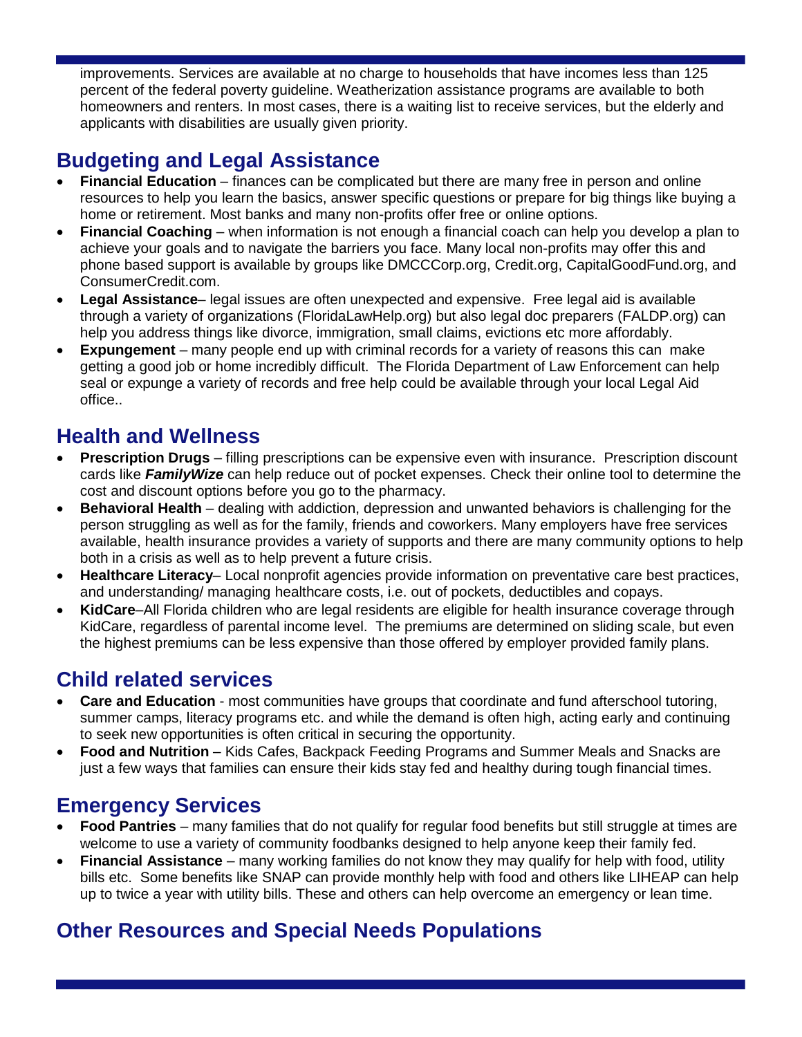improvements. Services are available at no charge to households that have incomes less than 125 percent of the federal poverty guideline. Weatherization assistance programs are available to both homeowners and renters. In most cases, there is a waiting list to receive services, but the elderly and applicants with disabilities are usually given priority.

## Budgeting and Legal Assistance

- **Financial Education** – finances can be complicated but there are many free in person and online resources to help you learn the basics, answer specific questions or prepare for big things like buying a home or retirement. Most banks and many non-profits offer free or online options.
- **Financial Coaching** – when information is not enough a financial coach can help you develop a plan to achieve your goals and to navigate the barriers you face. Many local non-profits may offer this and phone based support is available by groups like DMCCCorp.org, Credit.org, CapitalGoodFund.org, and ConsumerCredit.com.
- **Legal Assistance**– legal issues are often unexpected and expensive. Free legal aid is available through a variety of organizations (FloridaLawHelp.org) but also legal doc preparers (FALDP.org) can help you address things like divorce, immigration, small claims, evictions etc more affordably.
- **Expungement** – many people end up with criminal records for a variety of reasons this can make getting a good job or home incredibly difficult. The Florida Department of Law Enforcement can help seal or expunge a variety of records and free help could be available through your local Legal Aid office..

## Health and Wellness

- **Prescription Drugs** – filling prescriptions can be expensive even with insurance. Prescription discount cards like ***FamilyWize*** can help reduce out of pocket expenses. Check their online tool to determine the cost and discount options before you go to the pharmacy.
- **Behavioral Health** – dealing with addiction, depression and unwanted behaviors is challenging for the person struggling as well as for the family, friends and coworkers. Many employers have free services available, health insurance provides a variety of supports and there are many community options to help both in a crisis as well as to help prevent a future crisis.
- **Healthcare Literacy**– Local nonprofit agencies provide information on preventative care best practices, and understanding/ managing healthcare costs, i.e. out of pockets, deductibles and copays.
- **KidCare**–All Florida children who are legal residents are eligible for health insurance coverage through KidCare, regardless of parental income level. The premiums are determined on sliding scale, but even the highest premiums can be less expensive than those offered by employer provided family plans.

## Child related services

- **Care and Education** - most communities have groups that coordinate and fund afterschool tutoring, summer camps, literacy programs etc. and while the demand is often high, acting early and continuing to seek new opportunities is often critical in securing the opportunity.
- **Food and Nutrition** – Kids Cafes, Backpack Feeding Programs and Summer Meals and Snacks are just a few ways that families can ensure their kids stay fed and healthy during tough financial times.

## Emergency Services

- **Food Pantries** – many families that do not qualify for regular food benefits but still struggle at times are welcome to use a variety of community foodbanks designed to help anyone keep their family fed.
- **Financial Assistance** – many working families do not know they may qualify for help with food, utility bills etc. Some benefits like SNAP can provide monthly help with food and others like LIHEAP can help up to twice a year with utility bills. These and others can help overcome an emergency or lean time.

## Other Resources and Special Needs Populations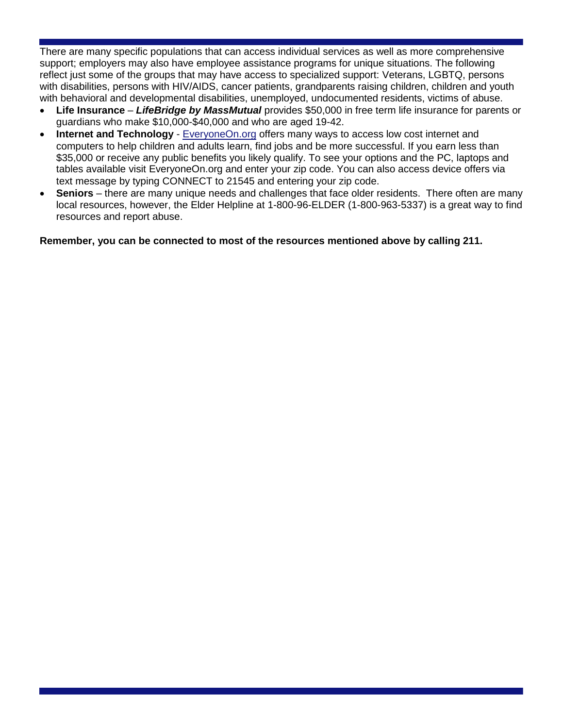There are many specific populations that can access individual services as well as more comprehensive support; employers may also have employee assistance programs for unique situations. The following reflect just some of the groups that may have access to specialized support: Veterans, LGBTQ, persons with disabilities, persons with HIV/AIDS, cancer patients, grandparents raising children, children and youth with behavioral and developmental disabilities, unemployed, undocumented residents, victims of abuse.

- **Life Insurance** – ***LifeBridge by MassMutual*** provides $50,000 in free term life insurance for parents or guardians who make $10,000-$40,000 and who are aged 19-42.
- **Internet and Technology** - EveryoneOn.org offers many ways to access low cost internet and computers to help children and adults learn, find jobs and be more successful. If you earn less than $35,000 or receive any public benefits you likely qualify. To see your options and the PC, laptops and tables available visit EveryoneOn.org and enter your zip code. You can also access device offers via text message by typing CONNECT to 21545 and entering your zip code.
- **Seniors** – there are many unique needs and challenges that face older residents. There often are many local resources, however, the Elder Helpline at 1-800-96-ELDER (1-800-963-5337) is a great way to find resources and report abuse.

**Remember, you can be connected to most of the resources mentioned above by calling 211.**